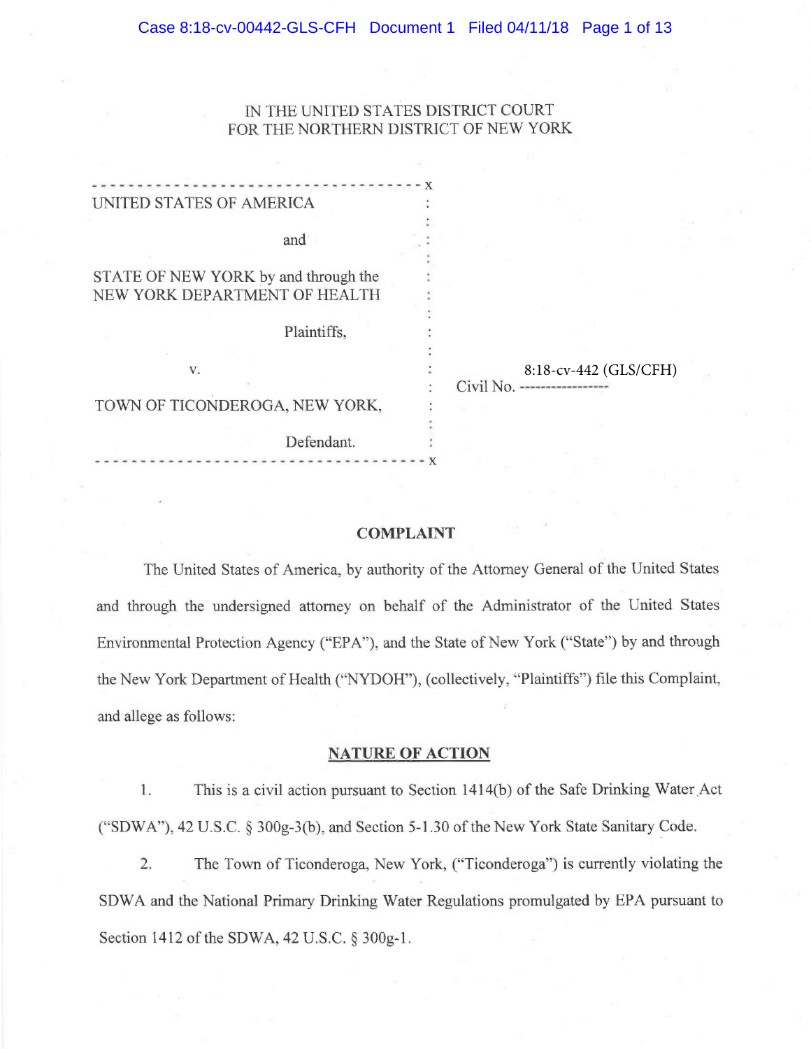IN THE UNITED STATES DISTRICT COURT
FOR THE NORTHERN DISTRICT OF NEW YORK

| | |
|---|---|
| UNITED STATES OF AMERICA<br><br>and<br><br>STATE OF NEW YORK by and through the NEW YORK DEPARTMENT OF HEALTH<br><br>Plaintiffs,<br><br>v.<br><br>TOWN OF TICONDEROGA, NEW YORK,<br><br>Defendant. | Civil No. 8:18-cv-442 (GLS/CFH) |

## COMPLAINT

The United States of America, by authority of the Attorney General of the United States and through the undersigned attorney on behalf of the Administrator of the United States Environmental Protection Agency ("EPA"), and the State of New York ("State") by and through the New York Department of Health ("NYDOH"), (collectively, "Plaintiffs") file this Complaint, and allege as follows:

### NATURE OF ACTION

1. This is a civil action pursuant to Section 1414(b) of the Safe Drinking Water Act ("SDWA"), 42 U.S.C. § 300g-3(b), and Section 5-1.30 of the New York State Sanitary Code.

2. The Town of Ticonderoga, New York, ("Ticonderoga") is currently violating the SDWA and the National Primary Drinking Water Regulations promulgated by EPA pursuant to Section 1412 of the SDWA, 42 U.S.C. § 300g-1.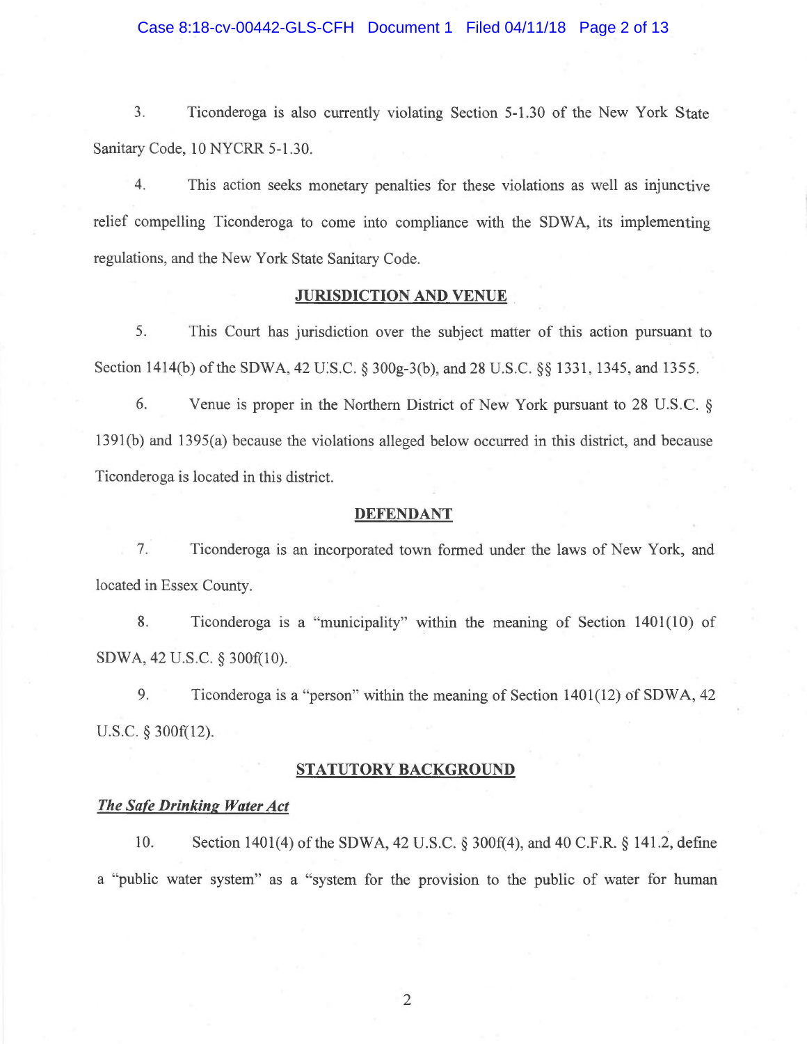3. Ticonderoga is also currently violating Section 5-1.30 of the New York State Sanitary Code, 10 NYCRR 5-1.30.

4. This action seeks monetary penalties for these violations as well as injunctive relief compelling Ticonderoga to come into compliance with the SDWA, its implementing regulations, and the New York State Sanitary Code.

## JURISDICTION AND VENUE

5. This Court has jurisdiction over the subject matter of this action pursuant to Section 1414(b) of the SDWA, 42 U.S.C. § 300g-3(b), and 28 U.S.C. §§ 1331, 1345, and 1355.

6. Venue is proper in the Northern District of New York pursuant to 28 U.S.C. § 1391(b) and 1395(a) because the violations alleged below occurred in this district, and because Ticonderoga is located in this district.

## DEFENDANT

7. Ticonderoga is an incorporated town formed under the laws of New York, and located in Essex County.

8. Ticonderoga is a "municipality" within the meaning of Section 1401(10) of SDWA, 42 U.S.C. § 300f(10).

9. Ticonderoga is a "person" within the meaning of Section 1401(12) of SDWA, 42 U.S.C. § 300f(12).

## STATUTORY BACKGROUND

### *The Safe Drinking Water Act*

10. Section 1401(4) of the SDWA, 42 U.S.C. § 300f(4), and 40 C.F.R. § 141.2, define a "public water system" as a "system for the provision to the public of water for human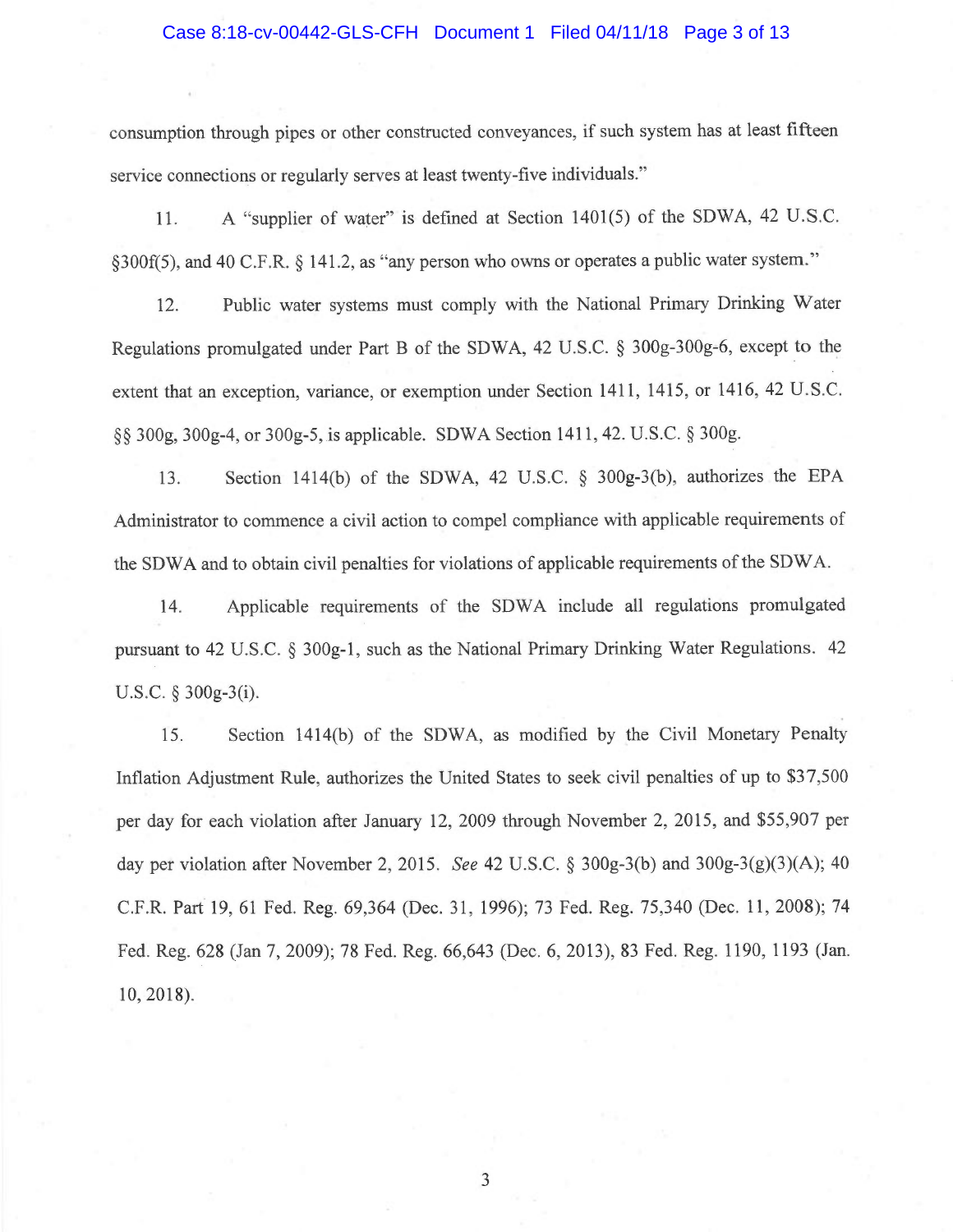consumption through pipes or other constructed conveyances, if such system has at least fifteen service connections or regularly serves at least twenty-five individuals."

11. A "supplier of water" is defined at Section 1401(5) of the SDWA, 42 U.S.C. §300f(5), and 40 C.F.R. § 141.2, as "any person who owns or operates a public water system."

12. Public water systems must comply with the National Primary Drinking Water Regulations promulgated under Part B of the SDWA, 42 U.S.C. § 300g-300g-6, except to the extent that an exception, variance, or exemption under Section 1411, 1415, or 1416, 42 U.S.C. §§ 300g, 300g-4, or 300g-5, is applicable. SDWA Section 1411, 42. U.S.C. § 300g.

13. Section 1414(b) of the SDWA, 42 U.S.C. § 300g-3(b), authorizes the EPA Administrator to commence a civil action to compel compliance with applicable requirements of the SDWA and to obtain civil penalties for violations of applicable requirements of the SDWA.

14. Applicable requirements of the SDWA include all regulations promulgated pursuant to 42 U.S.C. § 300g-1, such as the National Primary Drinking Water Regulations. 42 U.S.C. § 300g-3(i).

15. Section 1414(b) of the SDWA, as modified by the Civil Monetary Penalty Inflation Adjustment Rule, authorizes the United States to seek civil penalties of up to $37,500 per day for each violation after January 12, 2009 through November 2, 2015, and $55,907 per day per violation after November 2, 2015. *See* 42 U.S.C. § 300g-3(b) and 300g-3(g)(3)(A); 40 C.F.R. Part 19, 61 Fed. Reg. 69,364 (Dec. 31, 1996); 73 Fed. Reg. 75,340 (Dec. 11, 2008); 74 Fed. Reg. 628 (Jan 7, 2009); 78 Fed. Reg. 66,643 (Dec. 6, 2013), 83 Fed. Reg. 1190, 1193 (Jan. 10, 2018).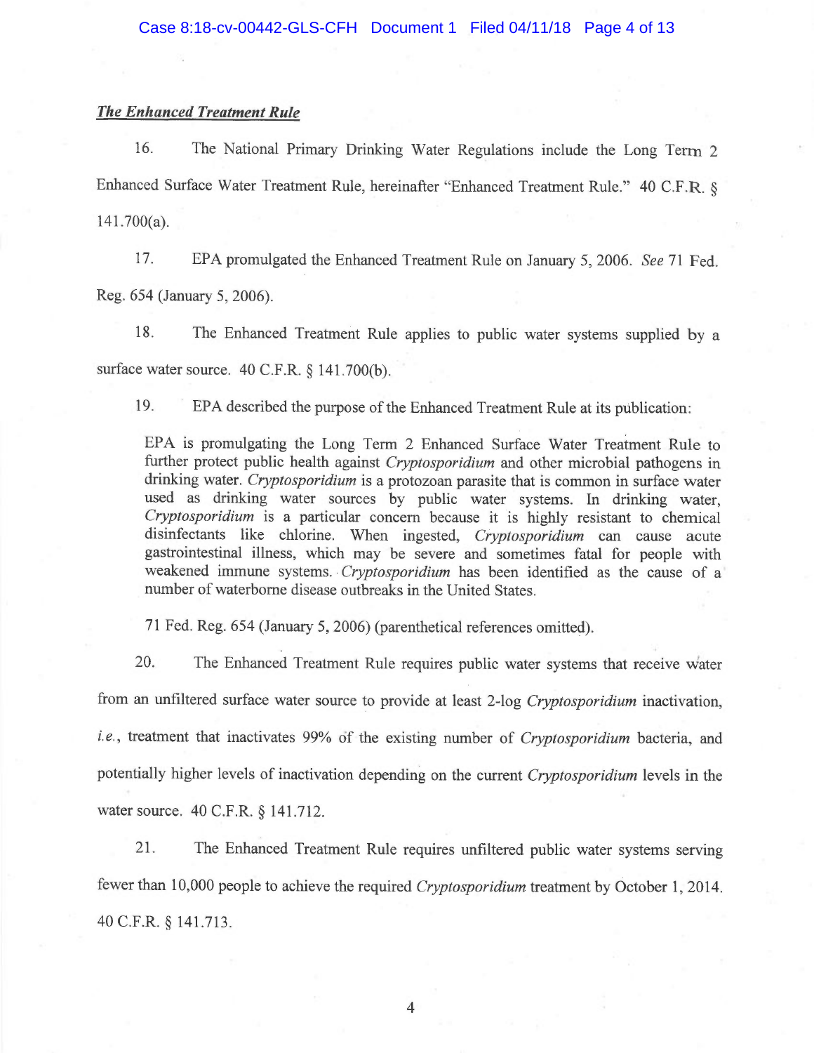***The Enhanced Treatment Rule***

16. The National Primary Drinking Water Regulations include the Long Term 2 Enhanced Surface Water Treatment Rule, hereinafter "Enhanced Treatment Rule." 40 C.F.R. § 141.700(a).

17. EPA promulgated the Enhanced Treatment Rule on January 5, 2006. *See* 71 Fed. Reg. 654 (January 5, 2006).

18. The Enhanced Treatment Rule applies to public water systems supplied by a surface water source. 40 C.F.R. § 141.700(b).

19. EPA described the purpose of the Enhanced Treatment Rule at its publication:

> EPA is promulgating the Long Term 2 Enhanced Surface Water Treatment Rule to further protect public health against *Cryptosporidium* and other microbial pathogens in drinking water. *Cryptosporidium* is a protozoan parasite that is common in surface water used as drinking water sources by public water systems. In drinking water, *Cryptosporidium* is a particular concern because it is highly resistant to chemical disinfectants like chlorine. When ingested, *Cryptosporidium* can cause acute gastrointestinal illness, which may be severe and sometimes fatal for people with weakened immune systems. *Cryptosporidium* has been identified as the cause of a number of waterborne disease outbreaks in the United States.

71 Fed. Reg. 654 (January 5, 2006) (parenthetical references omitted).

20. The Enhanced Treatment Rule requires public water systems that receive water from an unfiltered surface water source to provide at least 2-log *Cryptosporidium* inactivation, *i.e.*, treatment that inactivates 99% of the existing number of *Cryptosporidium* bacteria, and potentially higher levels of inactivation depending on the current *Cryptosporidium* levels in the water source. 40 C.F.R. § 141.712.

21. The Enhanced Treatment Rule requires unfiltered public water systems serving fewer than 10,000 people to achieve the required *Cryptosporidium* treatment by October 1, 2014. 40 C.F.R. § 141.713.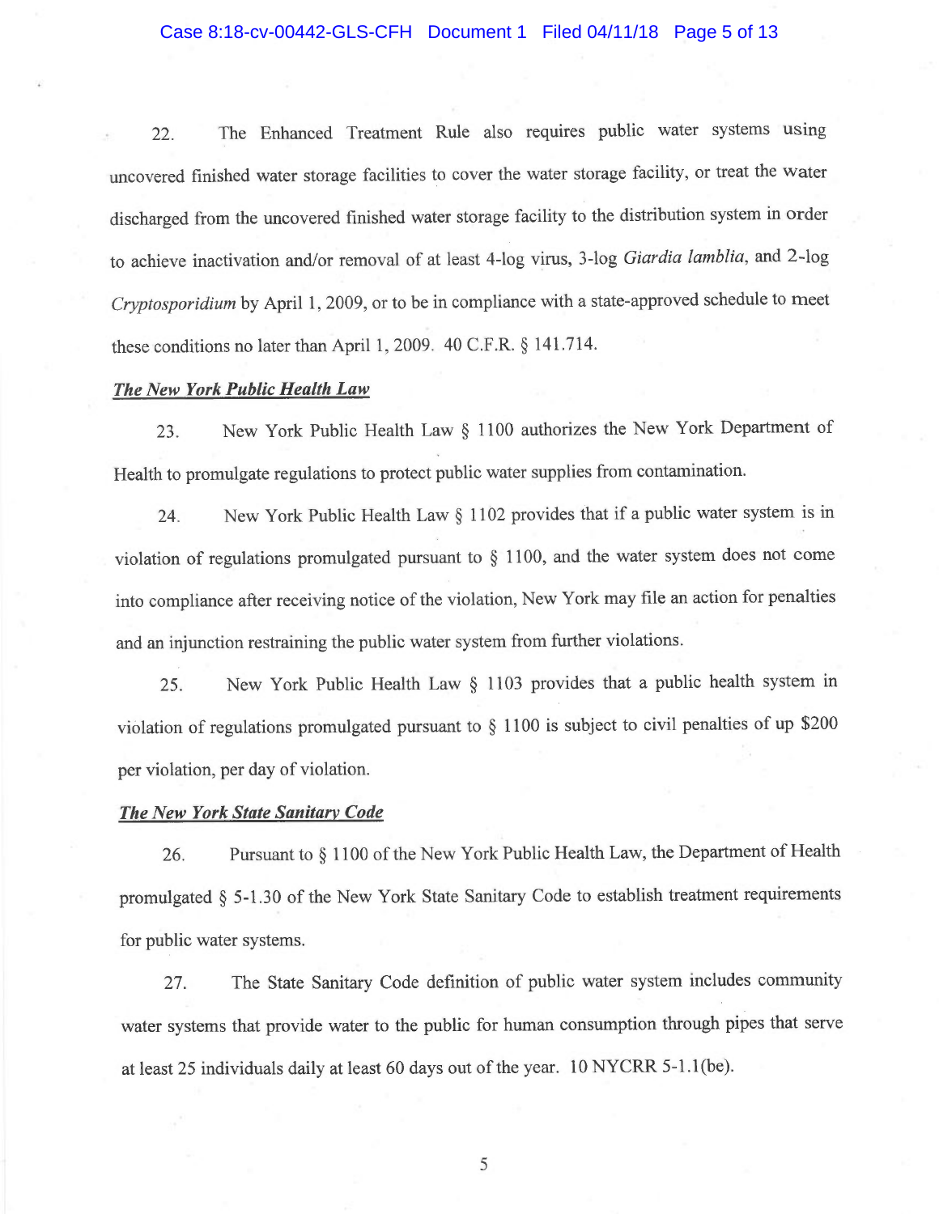22. The Enhanced Treatment Rule also requires public water systems using uncovered finished water storage facilities to cover the water storage facility, or treat the water discharged from the uncovered finished water storage facility to the distribution system in order to achieve inactivation and/or removal of at least 4-log virus, 3-log *Giardia lamblia*, and 2-log *Cryptosporidium* by April 1, 2009, or to be in compliance with a state-approved schedule to meet these conditions no later than April 1, 2009. 40 C.F.R. § 141.714.

***The New York Public Health Law***

23. New York Public Health Law § 1100 authorizes the New York Department of Health to promulgate regulations to protect public water supplies from contamination.

24. New York Public Health Law § 1102 provides that if a public water system is in violation of regulations promulgated pursuant to § 1100, and the water system does not come into compliance after receiving notice of the violation, New York may file an action for penalties and an injunction restraining the public water system from further violations.

25. New York Public Health Law § 1103 provides that a public health system in violation of regulations promulgated pursuant to § 1100 is subject to civil penalties of up $200 per violation, per day of violation.

***The New York State Sanitary Code***

26. Pursuant to § 1100 of the New York Public Health Law, the Department of Health promulgated § 5-1.30 of the New York State Sanitary Code to establish treatment requirements for public water systems.

27. The State Sanitary Code definition of public water system includes community water systems that provide water to the public for human consumption through pipes that serve at least 25 individuals daily at least 60 days out of the year. 10 NYCRR 5-1.1(be).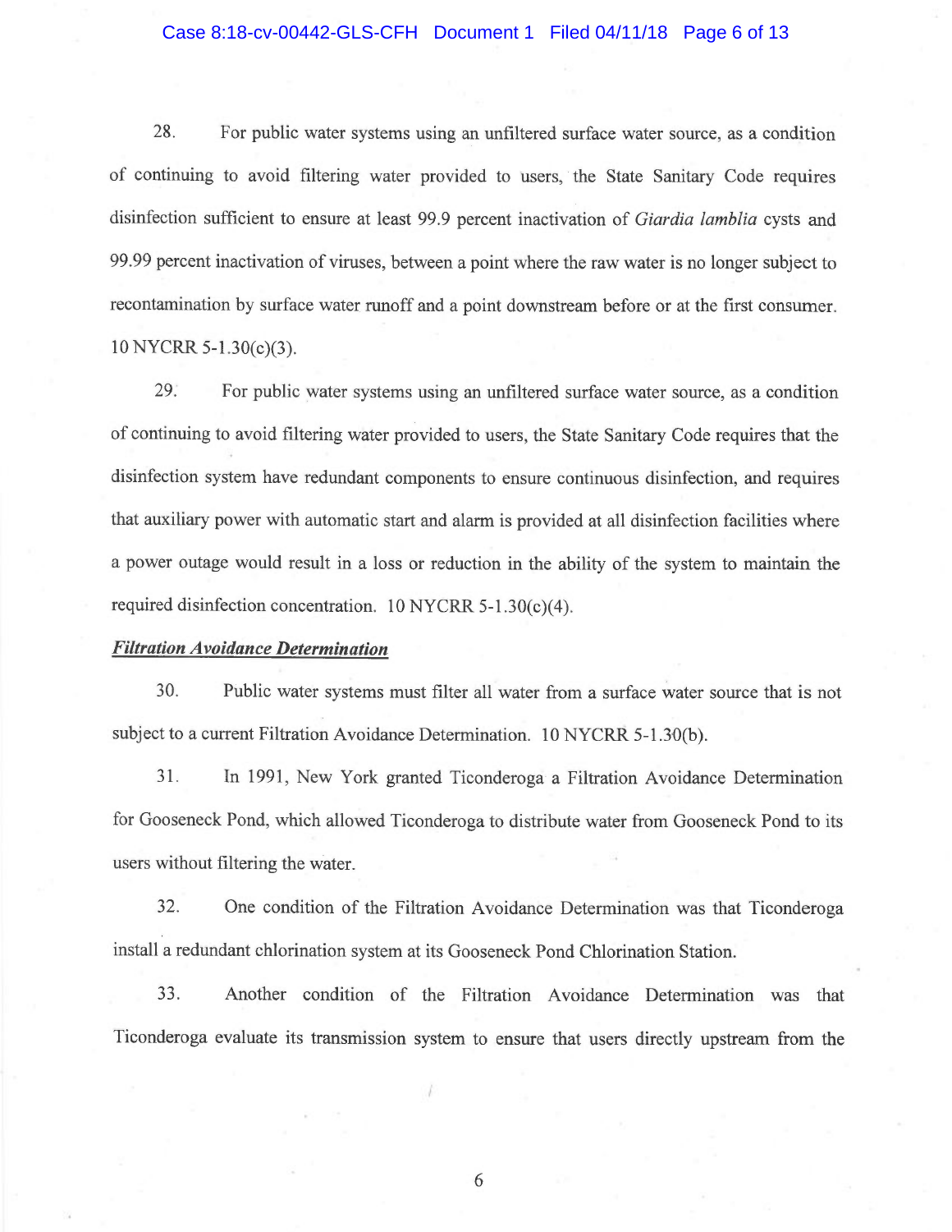28. For public water systems using an unfiltered surface water source, as a condition of continuing to avoid filtering water provided to users, the State Sanitary Code requires disinfection sufficient to ensure at least 99.9 percent inactivation of *Giardia lamblia* cysts and 99.99 percent inactivation of viruses, between a point where the raw water is no longer subject to recontamination by surface water runoff and a point downstream before or at the first consumer. 10 NYCRR 5-1.30(c)(3).

29. For public water systems using an unfiltered surface water source, as a condition of continuing to avoid filtering water provided to users, the State Sanitary Code requires that the disinfection system have redundant components to ensure continuous disinfection, and requires that auxiliary power with automatic start and alarm is provided at all disinfection facilities where a power outage would result in a loss or reduction in the ability of the system to maintain the required disinfection concentration. 10 NYCRR 5-1.30(c)(4).

***Filtration Avoidance Determination***

30. Public water systems must filter all water from a surface water source that is not subject to a current Filtration Avoidance Determination. 10 NYCRR 5-1.30(b).

31. In 1991, New York granted Ticonderoga a Filtration Avoidance Determination for Gooseneck Pond, which allowed Ticonderoga to distribute water from Gooseneck Pond to its users without filtering the water.

32. One condition of the Filtration Avoidance Determination was that Ticonderoga install a redundant chlorination system at its Gooseneck Pond Chlorination Station.

33. Another condition of the Filtration Avoidance Determination was that Ticonderoga evaluate its transmission system to ensure that users directly upstream from the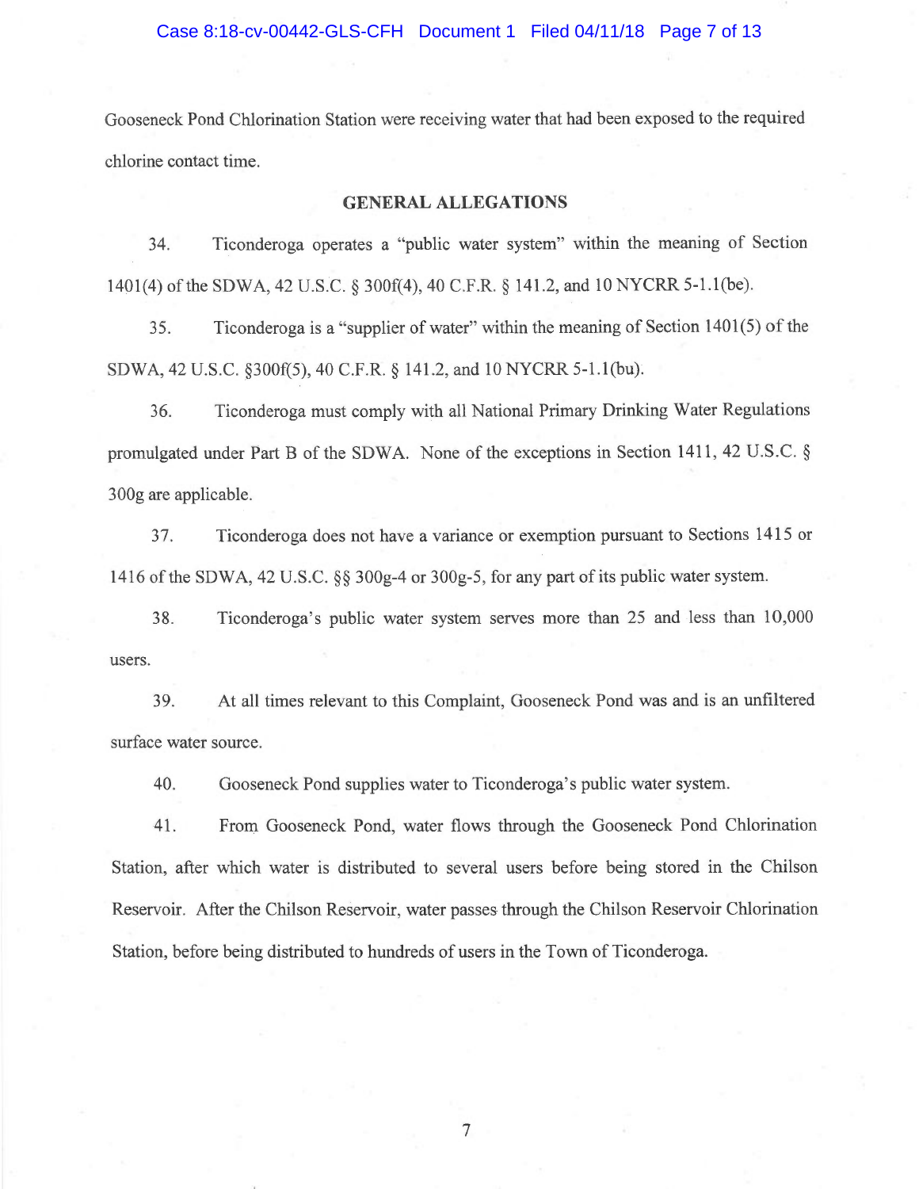Gooseneck Pond Chlorination Station were receiving water that had been exposed to the required chlorine contact time.

## GENERAL ALLEGATIONS

34. Ticonderoga operates a "public water system" within the meaning of Section 1401(4) of the SDWA, 42 U.S.C. § 300f(4), 40 C.F.R. § 141.2, and 10 NYCRR 5-1.1(be).

35. Ticonderoga is a "supplier of water" within the meaning of Section 1401(5) of the SDWA, 42 U.S.C. §300f(5), 40 C.F.R. § 141.2, and 10 NYCRR 5-1.1(bu).

36. Ticonderoga must comply with all National Primary Drinking Water Regulations promulgated under Part B of the SDWA. None of the exceptions in Section 1411, 42 U.S.C. § 300g are applicable.

37. Ticonderoga does not have a variance or exemption pursuant to Sections 1415 or 1416 of the SDWA, 42 U.S.C. §§ 300g-4 or 300g-5, for any part of its public water system.

38. Ticonderoga's public water system serves more than 25 and less than 10,000 users.

39. At all times relevant to this Complaint, Gooseneck Pond was and is an unfiltered surface water source.

40. Gooseneck Pond supplies water to Ticonderoga's public water system.

41. From Gooseneck Pond, water flows through the Gooseneck Pond Chlorination Station, after which water is distributed to several users before being stored in the Chilson Reservoir. After the Chilson Reservoir, water passes through the Chilson Reservoir Chlorination Station, before being distributed to hundreds of users in the Town of Ticonderoga.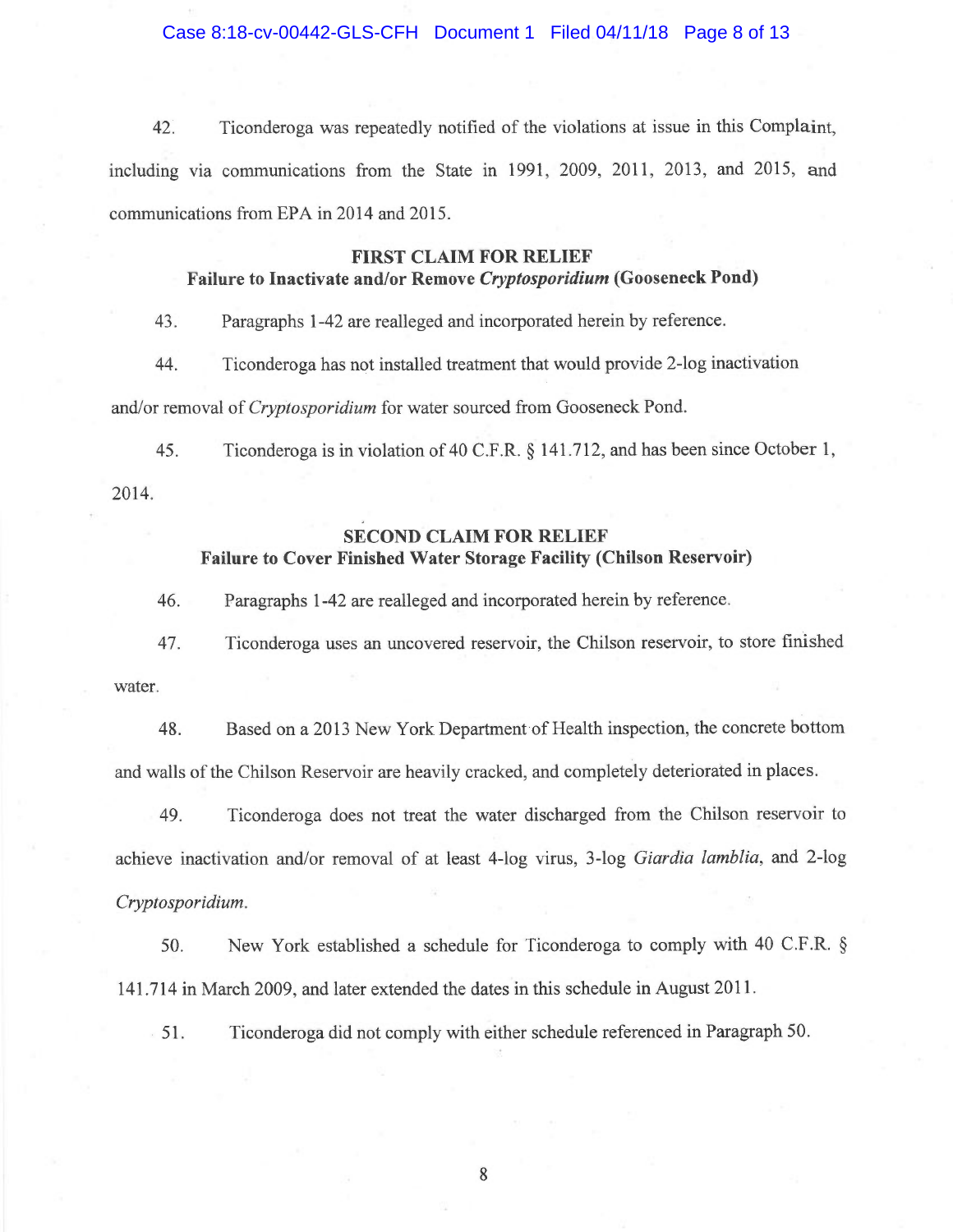42. Ticonderoga was repeatedly notified of the violations at issue in this Complaint, including via communications from the State in 1991, 2009, 2011, 2013, and 2015, and communications from EPA in 2014 and 2015.

### FIRST CLAIM FOR RELIEF
### Failure to Inactivate and/or Remove *Cryptosporidium* (Gooseneck Pond)

43. Paragraphs 1-42 are realleged and incorporated herein by reference.

44. Ticonderoga has not installed treatment that would provide 2-log inactivation and/or removal of *Cryptosporidium* for water sourced from Gooseneck Pond.

45. Ticonderoga is in violation of 40 C.F.R. § 141.712, and has been since October 1, 2014.

### SECOND CLAIM FOR RELIEF
### Failure to Cover Finished Water Storage Facility (Chilson Reservoir)

46. Paragraphs 1-42 are realleged and incorporated herein by reference.

47. Ticonderoga uses an uncovered reservoir, the Chilson reservoir, to store finished water.

48. Based on a 2013 New York Department of Health inspection, the concrete bottom and walls of the Chilson Reservoir are heavily cracked, and completely deteriorated in places.

49. Ticonderoga does not treat the water discharged from the Chilson reservoir to achieve inactivation and/or removal of at least 4-log virus, 3-log *Giardia lamblia*, and 2-log *Cryptosporidium*.

50. New York established a schedule for Ticonderoga to comply with 40 C.F.R. § 141.714 in March 2009, and later extended the dates in this schedule in August 2011.

51. Ticonderoga did not comply with either schedule referenced in Paragraph 50.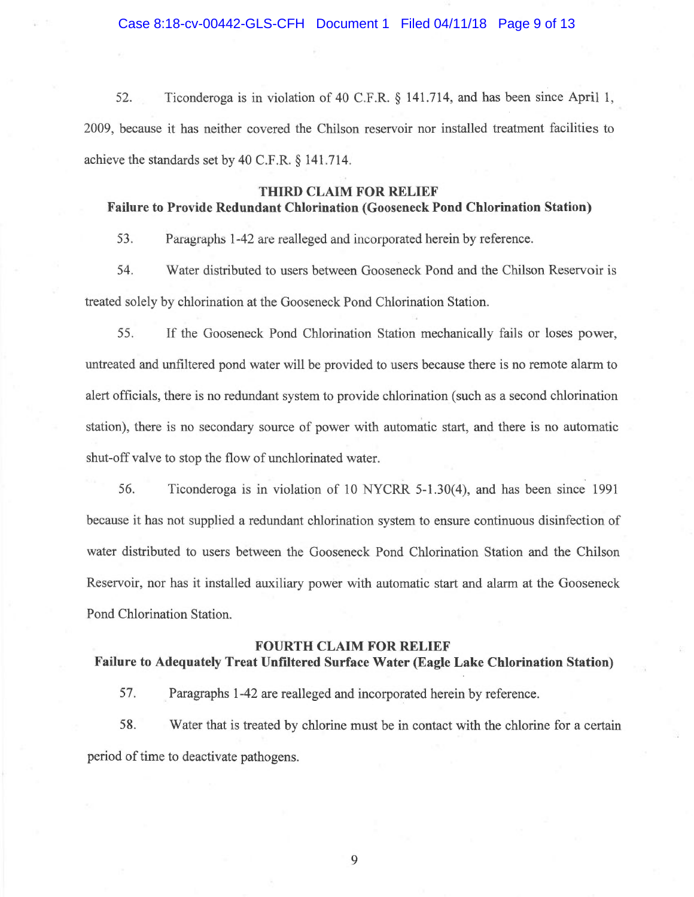52. Ticonderoga is in violation of 40 C.F.R. § 141.714, and has been since April 1, 2009, because it has neither covered the Chilson reservoir nor installed treatment facilities to achieve the standards set by 40 C.F.R. § 141.714.

**THIRD CLAIM FOR RELIEF**
**Failure to Provide Redundant Chlorination (Gooseneck Pond Chlorination Station)**

53. Paragraphs 1-42 are realleged and incorporated herein by reference.

54. Water distributed to users between Gooseneck Pond and the Chilson Reservoir is treated solely by chlorination at the Gooseneck Pond Chlorination Station.

55. If the Gooseneck Pond Chlorination Station mechanically fails or loses power, untreated and unfiltered pond water will be provided to users because there is no remote alarm to alert officials, there is no redundant system to provide chlorination (such as a second chlorination station), there is no secondary source of power with automatic start, and there is no automatic shut-off valve to stop the flow of unchlorinated water.

56. Ticonderoga is in violation of 10 NYCRR 5-1.30(4), and has been since 1991 because it has not supplied a redundant chlorination system to ensure continuous disinfection of water distributed to users between the Gooseneck Pond Chlorination Station and the Chilson Reservoir, nor has it installed auxiliary power with automatic start and alarm at the Gooseneck Pond Chlorination Station.

**FOURTH CLAIM FOR RELIEF**
**Failure to Adequately Treat Unfiltered Surface Water (Eagle Lake Chlorination Station)**

57. Paragraphs 1-42 are realleged and incorporated herein by reference.

58. Water that is treated by chlorine must be in contact with the chlorine for a certain period of time to deactivate pathogens.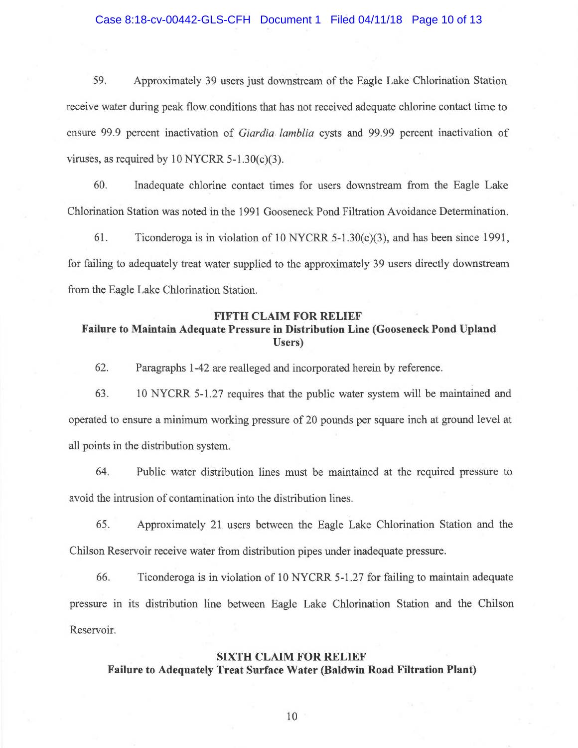59. Approximately 39 users just downstream of the Eagle Lake Chlorination Station receive water during peak flow conditions that has not received adequate chlorine contact time to ensure 99.9 percent inactivation of *Giardia lamblia* cysts and 99.99 percent inactivation of viruses, as required by 10 NYCRR 5-1.30(c)(3).

60. Inadequate chlorine contact times for users downstream from the Eagle Lake Chlorination Station was noted in the 1991 Gooseneck Pond Filtration Avoidance Determination.

61. Ticonderoga is in violation of 10 NYCRR 5-1.30(c)(3), and has been since 1991, for failing to adequately treat water supplied to the approximately 39 users directly downstream from the Eagle Lake Chlorination Station.

## FIFTH CLAIM FOR RELIEF
### Failure to Maintain Adequate Pressure in Distribution Line (Gooseneck Pond Upland Users)

62. Paragraphs 1-42 are realleged and incorporated herein by reference.

63. 10 NYCRR 5-1.27 requires that the public water system will be maintained and operated to ensure a minimum working pressure of 20 pounds per square inch at ground level at all points in the distribution system.

64. Public water distribution lines must be maintained at the required pressure to avoid the intrusion of contamination into the distribution lines.

65. Approximately 21 users between the Eagle Lake Chlorination Station and the Chilson Reservoir receive water from distribution pipes under inadequate pressure.

66. Ticonderoga is in violation of 10 NYCRR 5-1.27 for failing to maintain adequate pressure in its distribution line between Eagle Lake Chlorination Station and the Chilson Reservoir.

## SIXTH CLAIM FOR RELIEF
### Failure to Adequately Treat Surface Water (Baldwin Road Filtration Plant)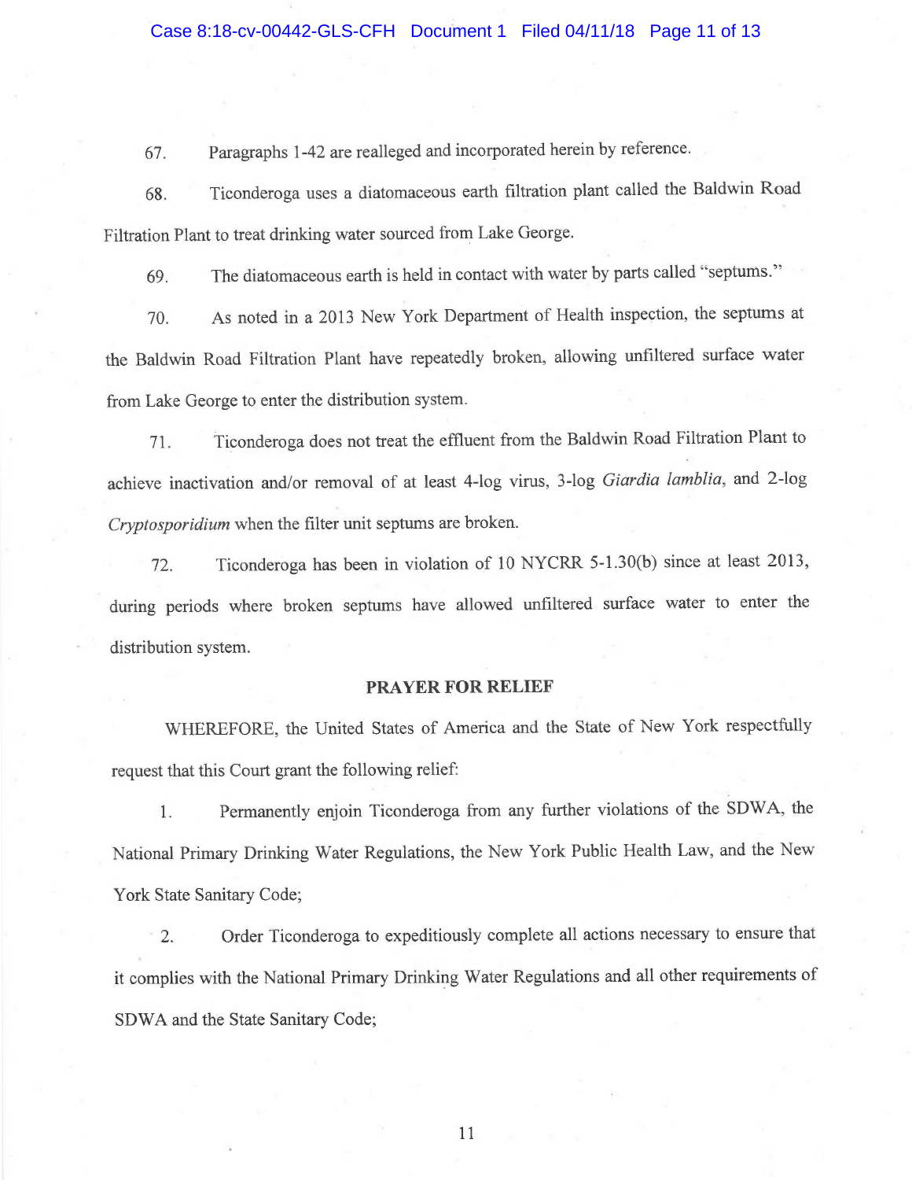67. Paragraphs 1-42 are realleged and incorporated herein by reference.

68. Ticonderoga uses a diatomaceous earth filtration plant called the Baldwin Road Filtration Plant to treat drinking water sourced from Lake George.

69. The diatomaceous earth is held in contact with water by parts called "septums."

70. As noted in a 2013 New York Department of Health inspection, the septums at the Baldwin Road Filtration Plant have repeatedly broken, allowing unfiltered surface water from Lake George to enter the distribution system.

71. Ticonderoga does not treat the effluent from the Baldwin Road Filtration Plant to achieve inactivation and/or removal of at least 4-log virus, 3-log *Giardia lamblia*, and 2-log *Cryptosporidium* when the filter unit septums are broken.

72. Ticonderoga has been in violation of 10 NYCRR 5-1.30(b) since at least 2013, during periods where broken septums have allowed unfiltered surface water to enter the distribution system.

**PRAYER FOR RELIEF**

WHEREFORE, the United States of America and the State of New York respectfully request that this Court grant the following relief:

1. Permanently enjoin Ticonderoga from any further violations of the SDWA, the National Primary Drinking Water Regulations, the New York Public Health Law, and the New York State Sanitary Code;

2. Order Ticonderoga to expeditiously complete all actions necessary to ensure that it complies with the National Primary Drinking Water Regulations and all other requirements of SDWA and the State Sanitary Code;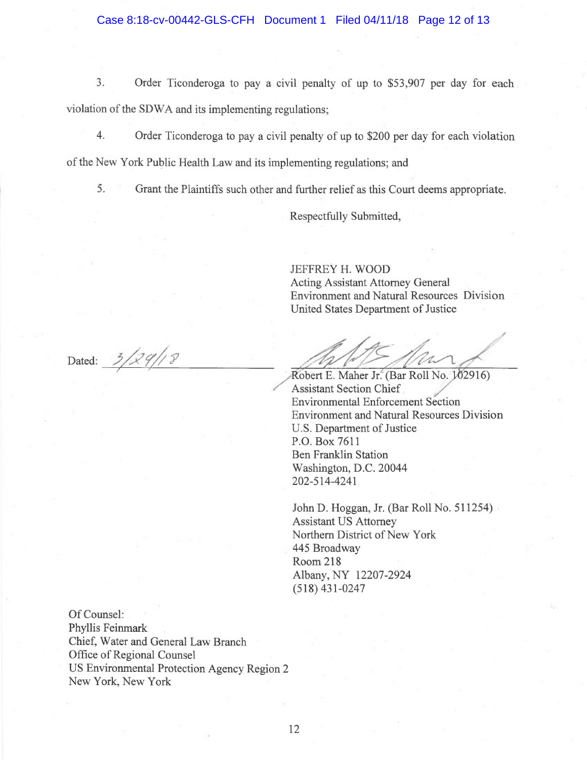3. Order Ticonderoga to pay a civil penalty of up to $53,907 per day for each violation of the SDWA and its implementing regulations;

4. Order Ticonderoga to pay a civil penalty of up to $200 per day for each violation of the New York Public Health Law and its implementing regulations; and

5. Grant the Plaintiffs such other and further relief as this Court deems appropriate.

Respectfully Submitted,

JEFFREY H. WOOD
Acting Assistant Attorney General
Environment and Natural Resources Division
United States Department of Justice

Dated: 3/29/18

Robert E. Maher Jr. (Bar Roll No. 102916)
Assistant Section Chief
Environmental Enforcement Section
Environment and Natural Resources Division
U.S. Department of Justice
P.O. Box 7611
Ben Franklin Station
Washington, D.C. 20044
202-514-4241

John D. Hoggan, Jr. (Bar Roll No. 511254)
Assistant US Attorney
Northern District of New York
445 Broadway
Room 218
Albany, NY 12207-2924
(518) 431-0247

Of Counsel:
Phyllis Feinmark
Chief, Water and General Law Branch
Office of Regional Counsel
US Environmental Protection Agency Region 2
New York, New York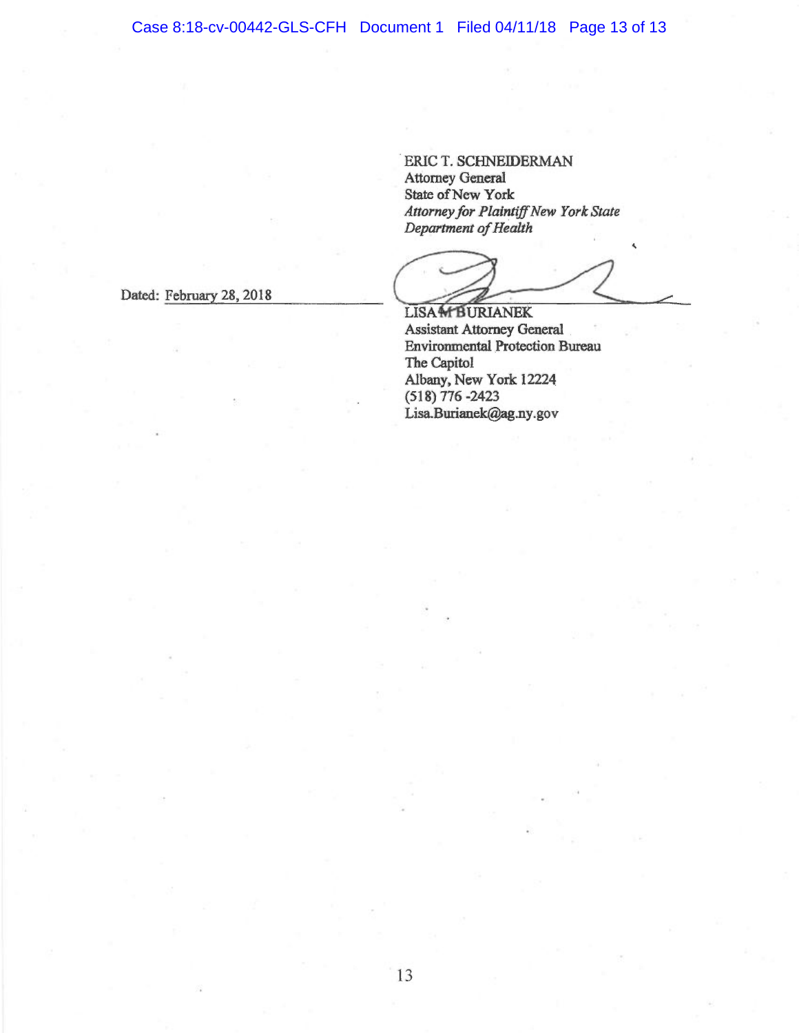ERIC T. SCHNEIDERMAN
Attorney General
State of New York
*Attorney for Plaintiff New York State Department of Health*

Dated: February 28, 2018

LISA M BURIANEK
Assistant Attorney General
Environmental Protection Bureau
The Capitol
Albany, New York 12224
(518) 776 -2423
Lisa.Burianek@ag.ny.gov